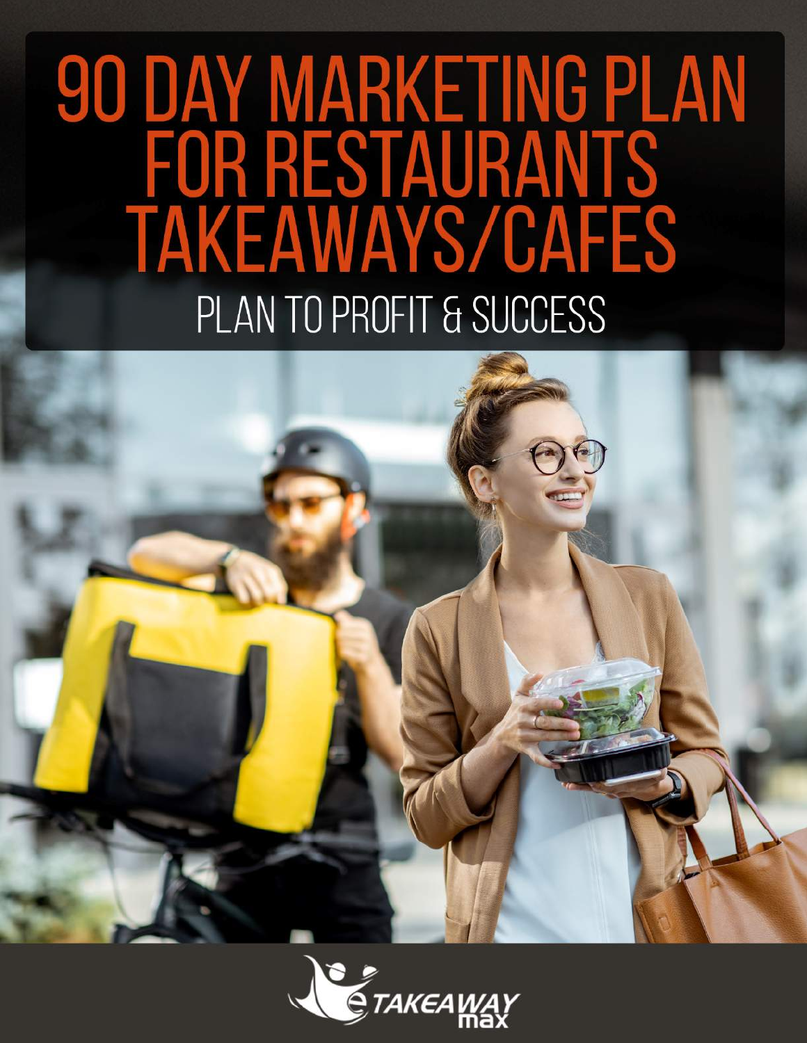# 90 DAY MARKETING PLAN FOR RESTAURANTS TAKEAWAYS/CAFES

## PLAN TO PROFIT & SUCCESS

eTAKEAWAY max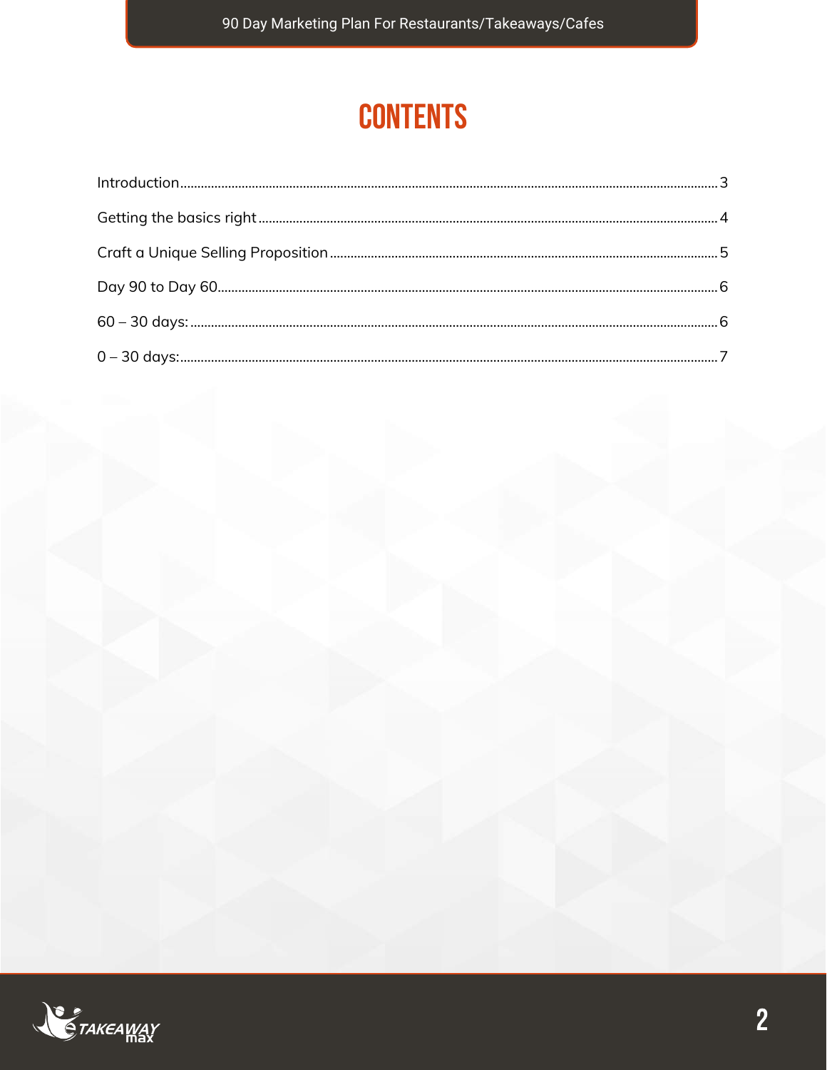# CONTENTS

Introduction......3

Getting the basics right......4

Craft a Unique Selling Proposition......5

Day 90 to Day 60......6

60 – 30 days:......6

0 – 30 days:......7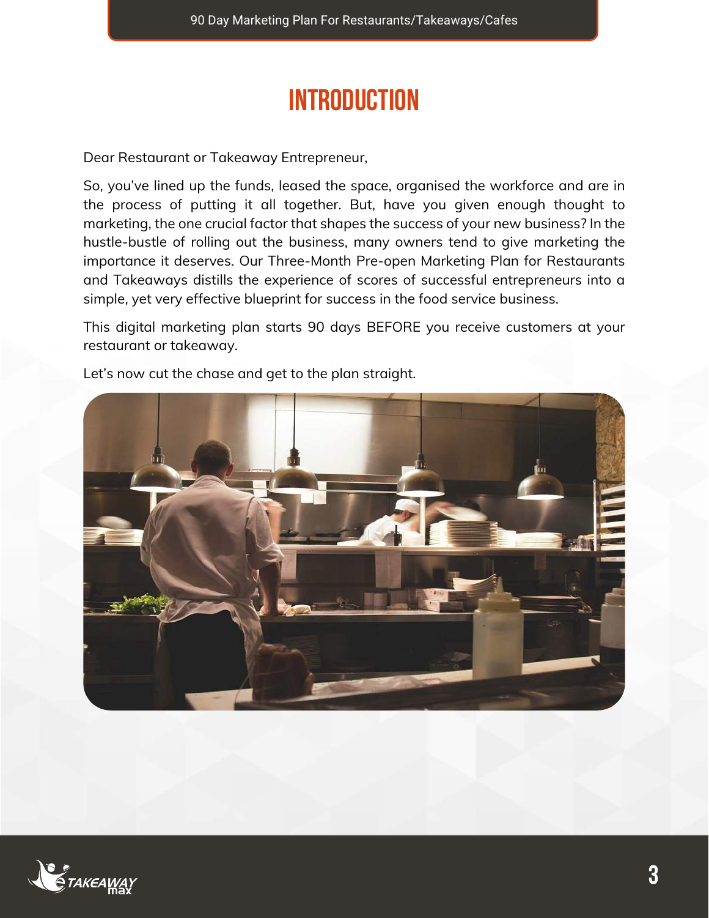# INTRODUCTION

Dear Restaurant or Takeaway Entrepreneur,

So, you've lined up the funds, leased the space, organised the workforce and are in the process of putting it all together. But, have you given enough thought to marketing, the one crucial factor that shapes the success of your new business? In the hustle-bustle of rolling out the business, many owners tend to give marketing the importance it deserves. Our Three-Month Pre-open Marketing Plan for Restaurants and Takeaways distills the experience of scores of successful entrepreneurs into a simple, yet very effective blueprint for success in the food service business.

This digital marketing plan starts 90 days BEFORE you receive customers at your restaurant or takeaway.

Let's now cut the chase and get to the plan straight.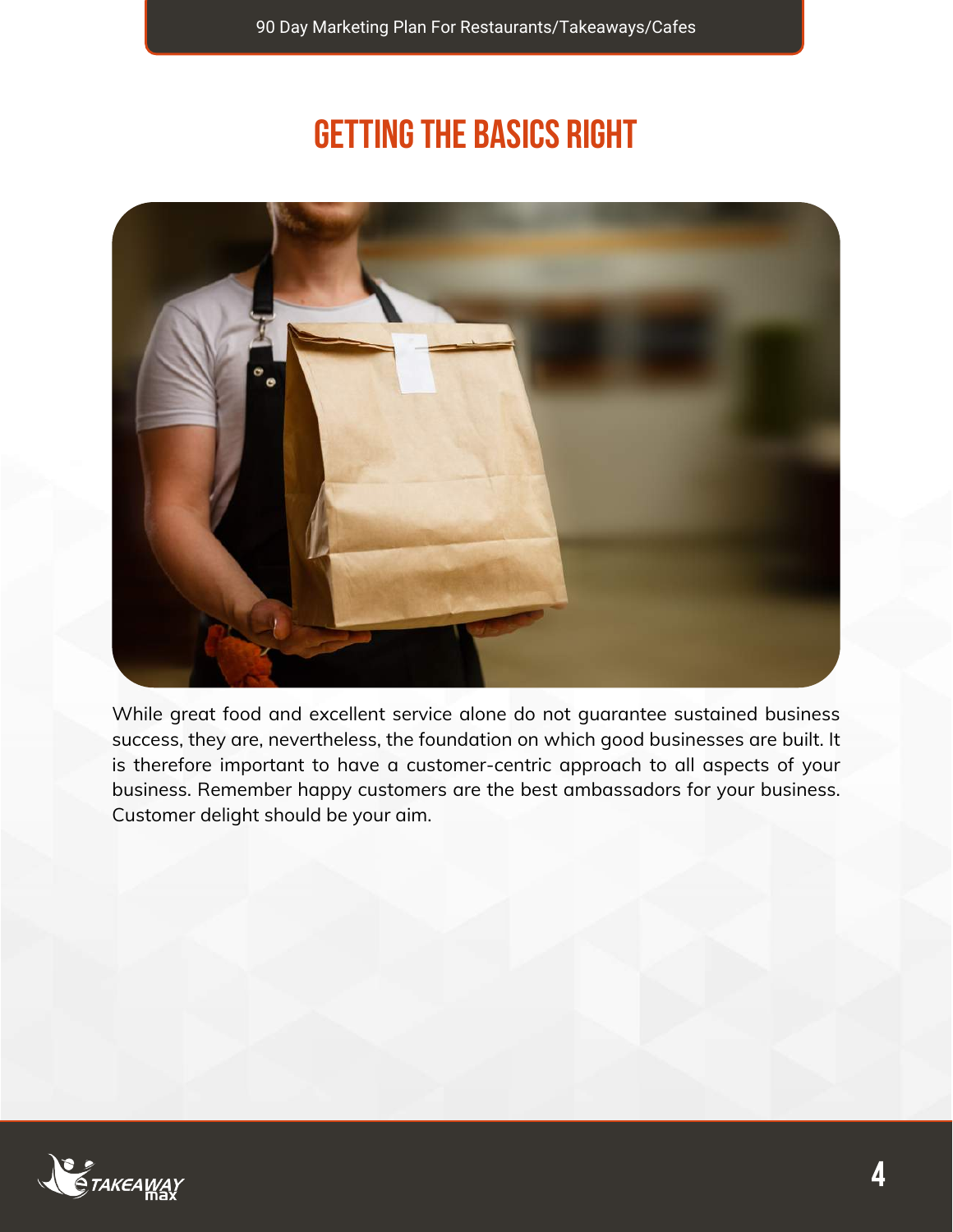# GETTING THE BASICS RIGHT

While great food and excellent service alone do not guarantee sustained business success, they are, nevertheless, the foundation on which good businesses are built. It is therefore important to have a customer-centric approach to all aspects of your business. Remember happy customers are the best ambassadors for your business. Customer delight should be your aim.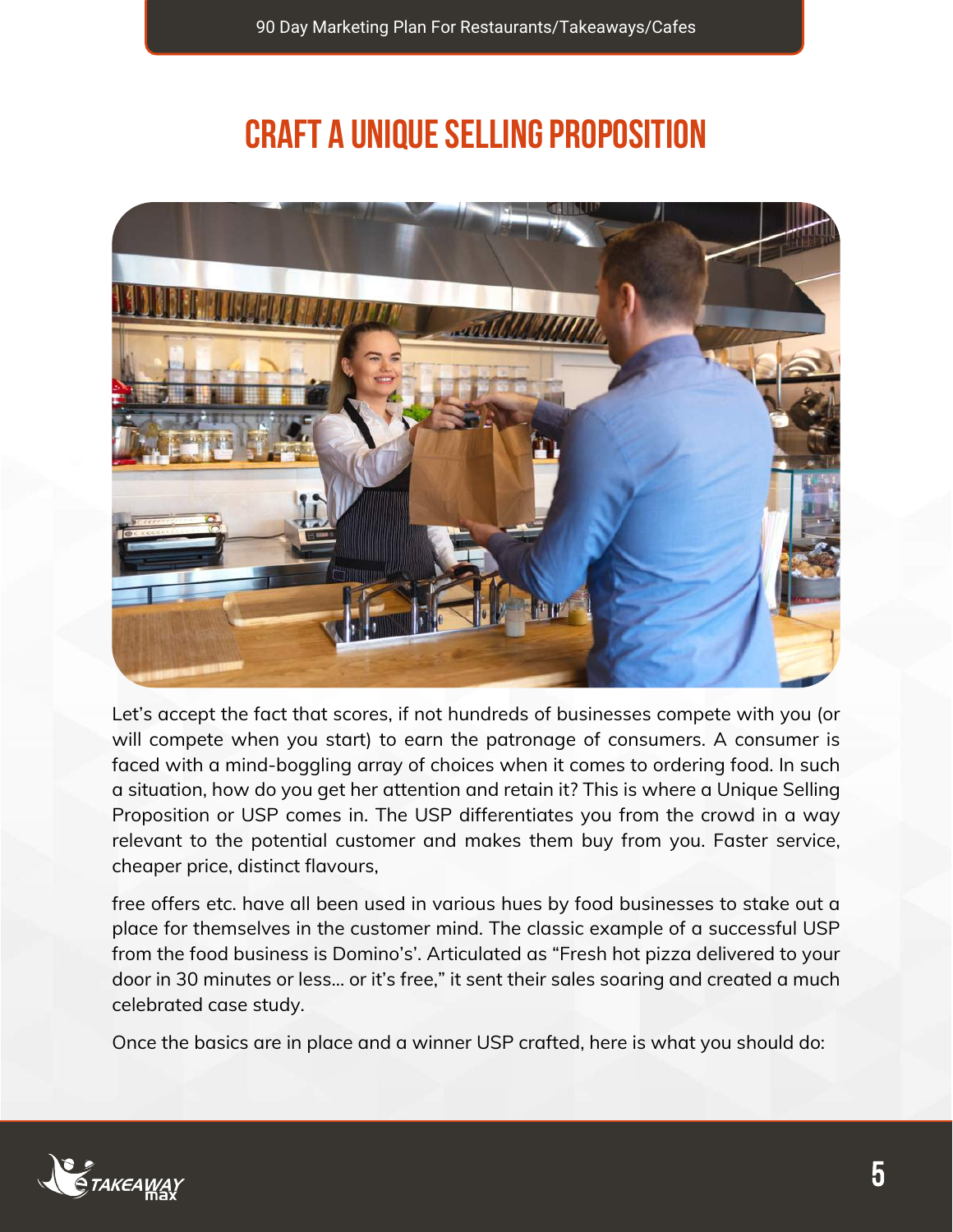# CRAFT A UNIQUE SELLING PROPOSITION

Let's accept the fact that scores, if not hundreds of businesses compete with you (or will compete when you start) to earn the patronage of consumers. A consumer is faced with a mind-boggling array of choices when it comes to ordering food. In such a situation, how do you get her attention and retain it? This is where a Unique Selling Proposition or USP comes in. The USP differentiates you from the crowd in a way relevant to the potential customer and makes them buy from you. Faster service, cheaper price, distinct flavours,

free offers etc. have all been used in various hues by food businesses to stake out a place for themselves in the customer mind. The classic example of a successful USP from the food business is Domino's'. Articulated as "Fresh hot pizza delivered to your door in 30 minutes or less... or it's free," it sent their sales soaring and created a much celebrated case study.

Once the basics are in place and a winner USP crafted, here is what you should do: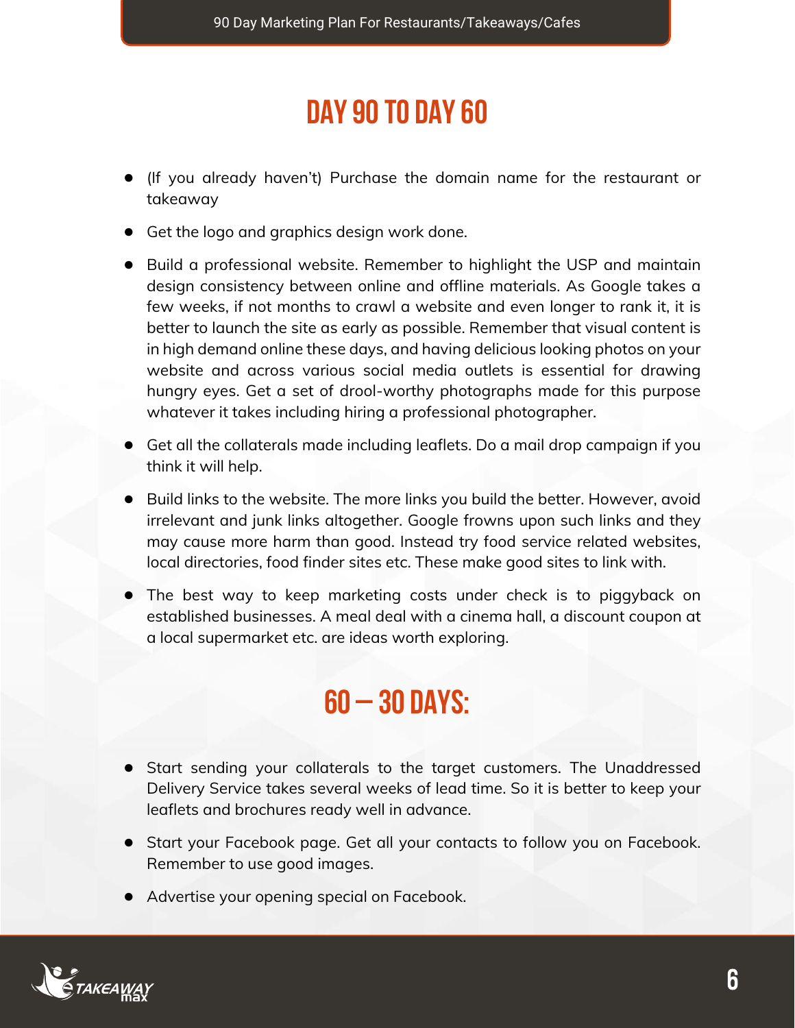## DAY 90 TO DAY 60

- (If you already haven't) Purchase the domain name for the restaurant or takeaway
- Get the logo and graphics design work done.
- Build a professional website. Remember to highlight the USP and maintain design consistency between online and offline materials. As Google takes a few weeks, if not months to crawl a website and even longer to rank it, it is better to launch the site as early as possible. Remember that visual content is in high demand online these days, and having delicious looking photos on your website and across various social media outlets is essential for drawing hungry eyes. Get a set of drool-worthy photographs made for this purpose whatever it takes including hiring a professional photographer.
- Get all the collaterals made including leaflets. Do a mail drop campaign if you think it will help.
- Build links to the website. The more links you build the better. However, avoid irrelevant and junk links altogether. Google frowns upon such links and they may cause more harm than good. Instead try food service related websites, local directories, food finder sites etc. These make good sites to link with.
- The best way to keep marketing costs under check is to piggyback on established businesses. A meal deal with a cinema hall, a discount coupon at a local supermarket etc. are ideas worth exploring.

## 60 – 30 DAYS:

- Start sending your collaterals to the target customers. The Unaddressed Delivery Service takes several weeks of lead time. So it is better to keep your leaflets and brochures ready well in advance.
- Start your Facebook page. Get all your contacts to follow you on Facebook. Remember to use good images.
- Advertise your opening special on Facebook.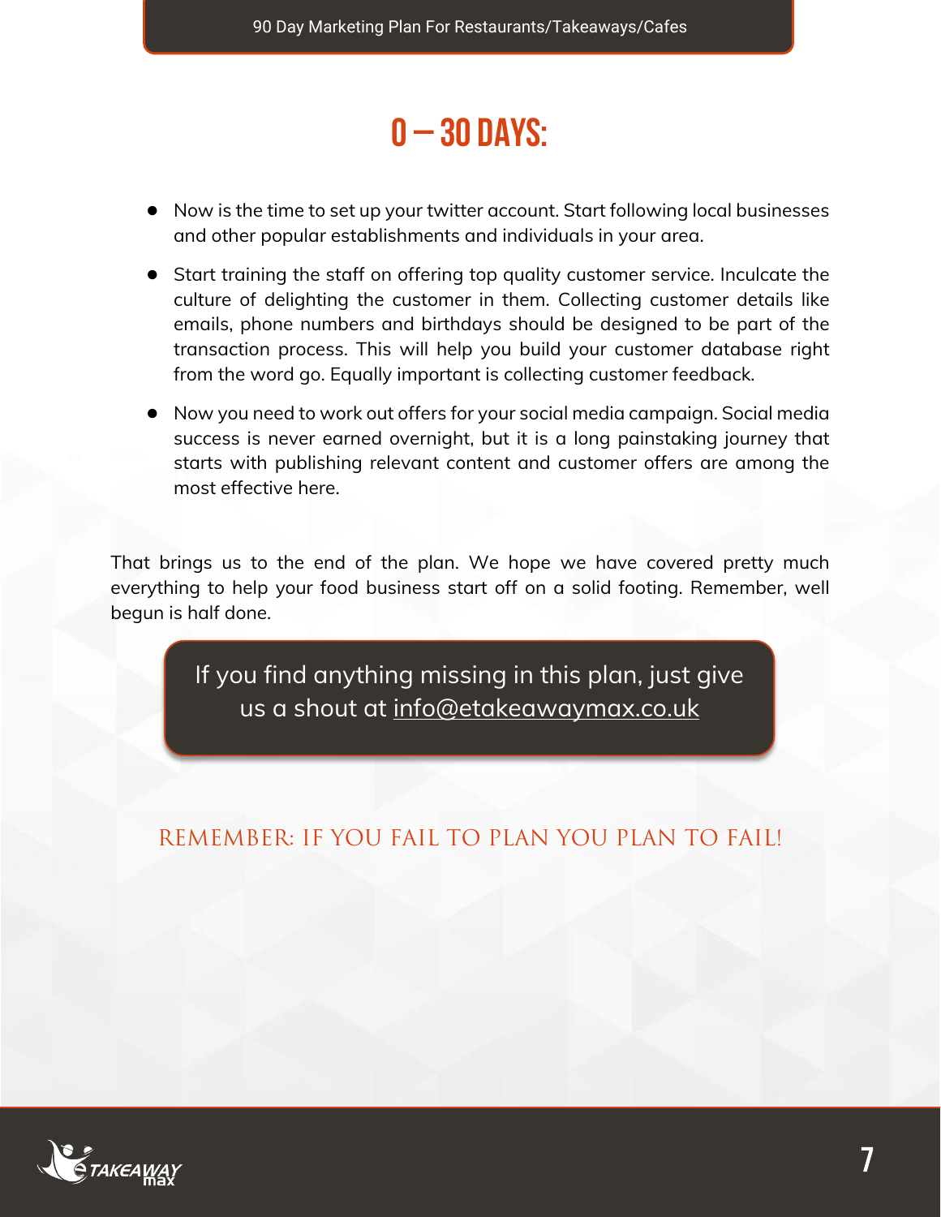# 0 – 30 DAYS:

- Now is the time to set up your twitter account. Start following local businesses and other popular establishments and individuals in your area.
- Start training the staff on offering top quality customer service. Inculcate the culture of delighting the customer in them. Collecting customer details like emails, phone numbers and birthdays should be designed to be part of the transaction process. This will help you build your customer database right from the word go. Equally important is collecting customer feedback.
- Now you need to work out offers for your social media campaign. Social media success is never earned overnight, but it is a long painstaking journey that starts with publishing relevant content and customer offers are among the most effective here.

That brings us to the end of the plan. We hope we have covered pretty much everything to help your food business start off on a solid footing. Remember, well begun is half done.

If you find anything missing in this plan, just give us a shout at info@etakeawaymax.co.uk

REMEMBER: IF YOU FAIL TO PLAN YOU PLAN TO FAIL!